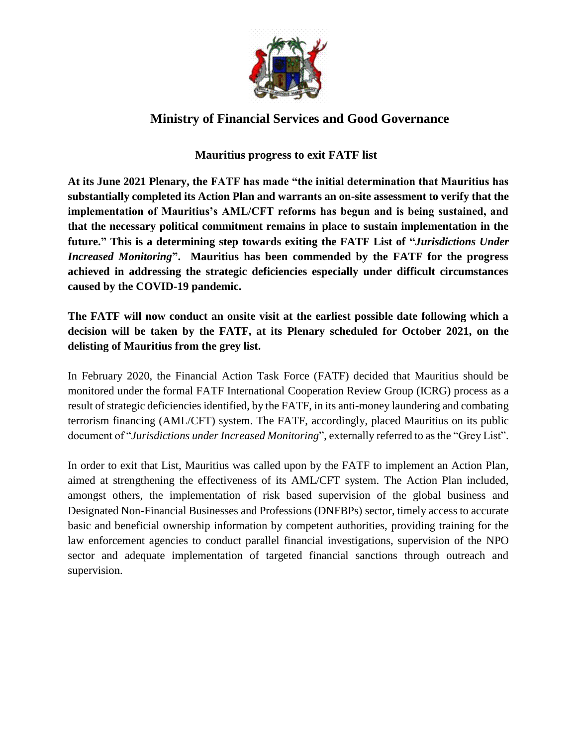# Ministry of Financial Services and Good Governance

## Mauritius progress to exit FATF list

**At its June 2021 Plenary, the FATF has made "the initial determination that Mauritius has substantially completed its Action Plan and warrants an on-site assessment to verify that the implementation of Mauritius's AML/CFT reforms has begun and is being sustained, and that the necessary political commitment remains in place to sustain implementation in the future." This is a determining step towards exiting the FATF List of "*Jurisdictions Under Increased Monitoring*". Mauritius has been commended by the FATF for the progress achieved in addressing the strategic deficiencies especially under difficult circumstances caused by the COVID-19 pandemic.**

**The FATF will now conduct an onsite visit at the earliest possible date following which a decision will be taken by the FATF, at its Plenary scheduled for October 2021, on the delisting of Mauritius from the grey list.**

In February 2020, the Financial Action Task Force (FATF) decided that Mauritius should be monitored under the formal FATF International Cooperation Review Group (ICRG) process as a result of strategic deficiencies identified, by the FATF, in its anti-money laundering and combating terrorism financing (AML/CFT) system. The FATF, accordingly, placed Mauritius on its public document of "*Jurisdictions under Increased Monitoring*", externally referred to as the "Grey List".

In order to exit that List, Mauritius was called upon by the FATF to implement an Action Plan, aimed at strengthening the effectiveness of its AML/CFT system. The Action Plan included, amongst others, the implementation of risk based supervision of the global business and Designated Non-Financial Businesses and Professions (DNFBPs) sector, timely access to accurate basic and beneficial ownership information by competent authorities, providing training for the law enforcement agencies to conduct parallel financial investigations, supervision of the NPO sector and adequate implementation of targeted financial sanctions through outreach and supervision.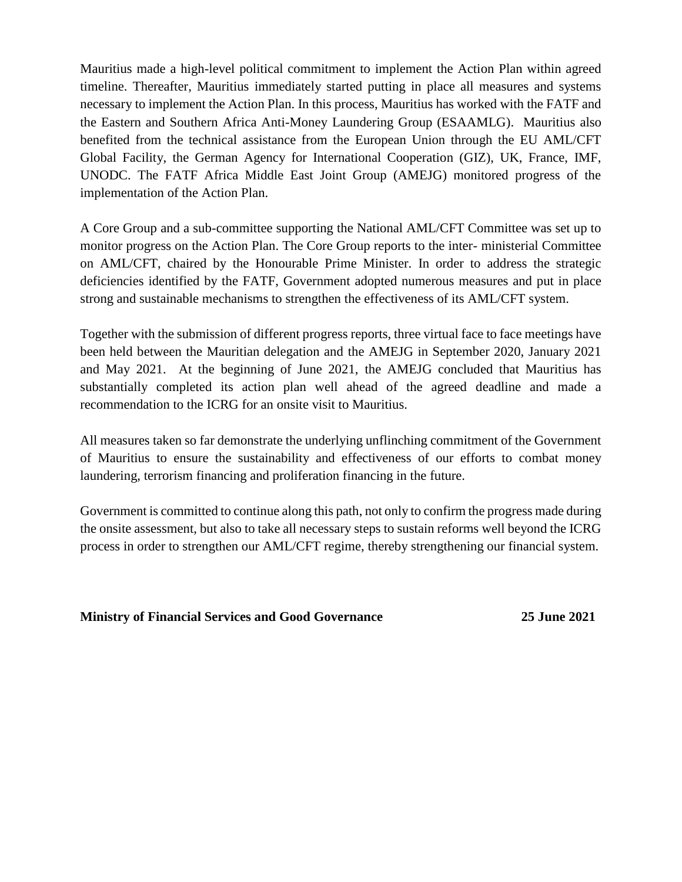Mauritius made a high-level political commitment to implement the Action Plan within agreed timeline. Thereafter, Mauritius immediately started putting in place all measures and systems necessary to implement the Action Plan. In this process, Mauritius has worked with the FATF and the Eastern and Southern Africa Anti-Money Laundering Group (ESAAMLG). Mauritius also benefited from the technical assistance from the European Union through the EU AML/CFT Global Facility, the German Agency for International Cooperation (GIZ), UK, France, IMF, UNODC. The FATF Africa Middle East Joint Group (AMEJG) monitored progress of the implementation of the Action Plan.

A Core Group and a sub-committee supporting the National AML/CFT Committee was set up to monitor progress on the Action Plan. The Core Group reports to the inter- ministerial Committee on AML/CFT, chaired by the Honourable Prime Minister. In order to address the strategic deficiencies identified by the FATF, Government adopted numerous measures and put in place strong and sustainable mechanisms to strengthen the effectiveness of its AML/CFT system.

Together with the submission of different progress reports, three virtual face to face meetings have been held between the Mauritian delegation and the AMEJG in September 2020, January 2021 and May 2021. At the beginning of June 2021, the AMEJG concluded that Mauritius has substantially completed its action plan well ahead of the agreed deadline and made a recommendation to the ICRG for an onsite visit to Mauritius.

All measures taken so far demonstrate the underlying unflinching commitment of the Government of Mauritius to ensure the sustainability and effectiveness of our efforts to combat money laundering, terrorism financing and proliferation financing in the future.

Government is committed to continue along this path, not only to confirm the progress made during the onsite assessment, but also to take all necessary steps to sustain reforms well beyond the ICRG process in order to strengthen our AML/CFT regime, thereby strengthening our financial system.

**Ministry of Financial Services and Good Governance** **25 June 2021**